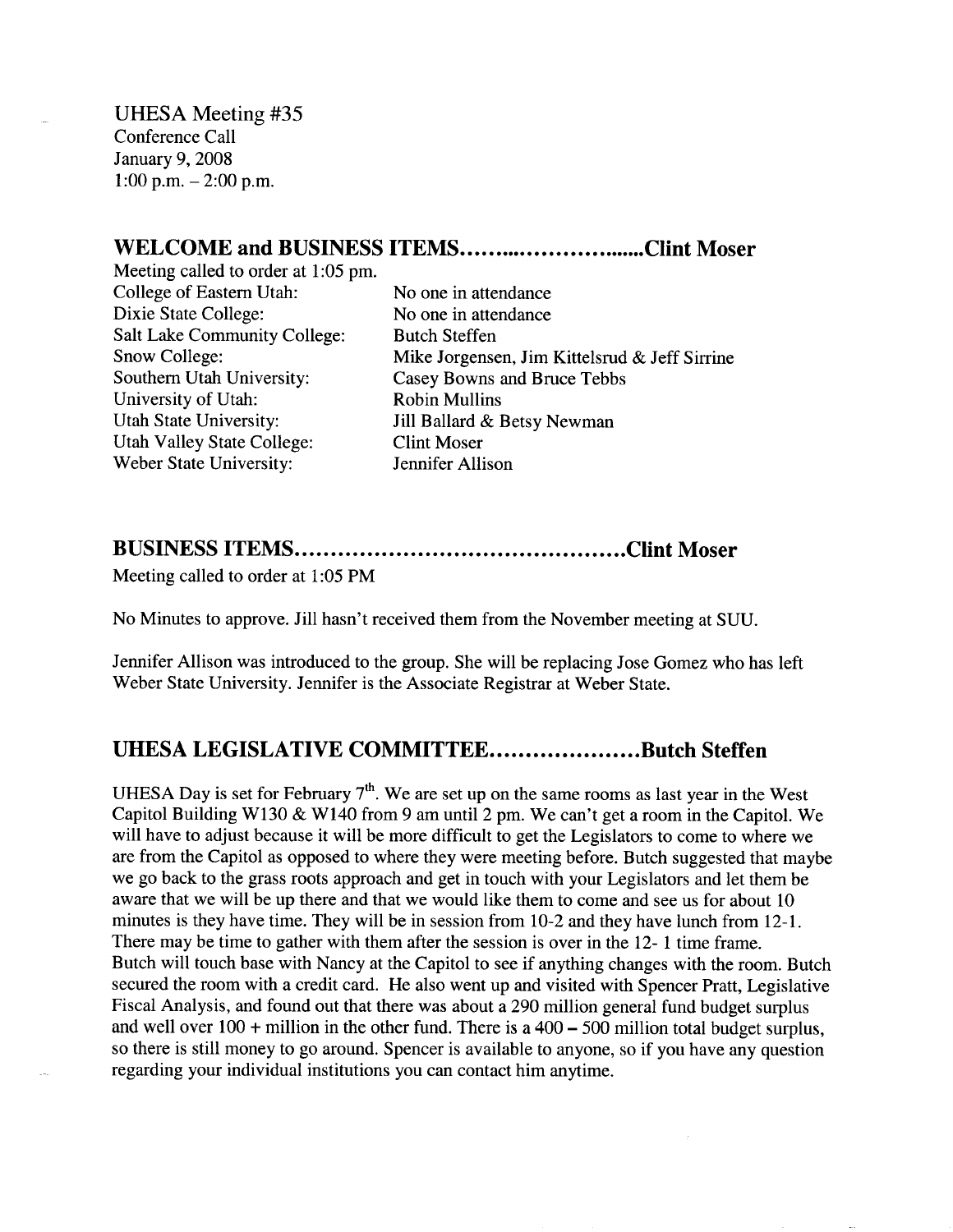UHESA Meeting #35
Conference Call
January 9, 2008
1:00 p.m. – 2:00 p.m.

## WELCOME and BUSINESS ITEMS……………………..Clint Moser

Meeting called to order at 1:05 pm.

| | |
|---|---|
| College of Eastern Utah: | No one in attendance |
| Dixie State College: | No one in attendance |
| Salt Lake Community College: | Butch Steffen |
| Snow College: | Mike Jorgensen, Jim Kittelsrud & Jeff Sirrine |
| Southern Utah University: | Casey Bowns and Bruce Tebbs |
| University of Utah: | Robin Mullins |
| Utah State University: | Jill Ballard & Betsy Newman |
| Utah Valley State College: | Clint Moser |
| Weber State University: | Jennifer Allison |

## BUSINESS ITEMS……………………………………….Clint Moser

Meeting called to order at 1:05 PM

No Minutes to approve. Jill hasn't received them from the November meeting at SUU.

Jennifer Allison was introduced to the group. She will be replacing Jose Gomez who has left Weber State University. Jennifer is the Associate Registrar at Weber State.

## UHESA LEGISLATIVE COMMITTEE…………………Butch Steffen

UHESA Day is set for February 7th. We are set up on the same rooms as last year in the West Capitol Building W130 & W140 from 9 am until 2 pm. We can't get a room in the Capitol. We will have to adjust because it will be more difficult to get the Legislators to come to where we are from the Capitol as opposed to where they were meeting before. Butch suggested that maybe we go back to the grass roots approach and get in touch with your Legislators and let them be aware that we will be up there and that we would like them to come and see us for about 10 minutes is they have time. They will be in session from 10-2 and they have lunch from 12-1. There may be time to gather with them after the session is over in the 12- 1 time frame.
Butch will touch base with Nancy at the Capitol to see if anything changes with the room. Butch secured the room with a credit card. He also went up and visited with Spencer Pratt, Legislative Fiscal Analysis, and found out that there was about a 290 million general fund budget surplus and well over 100 + million in the other fund. There is a 400 – 500 million total budget surplus, so there is still money to go around. Spencer is available to anyone, so if you have any question regarding your individual institutions you can contact him anytime.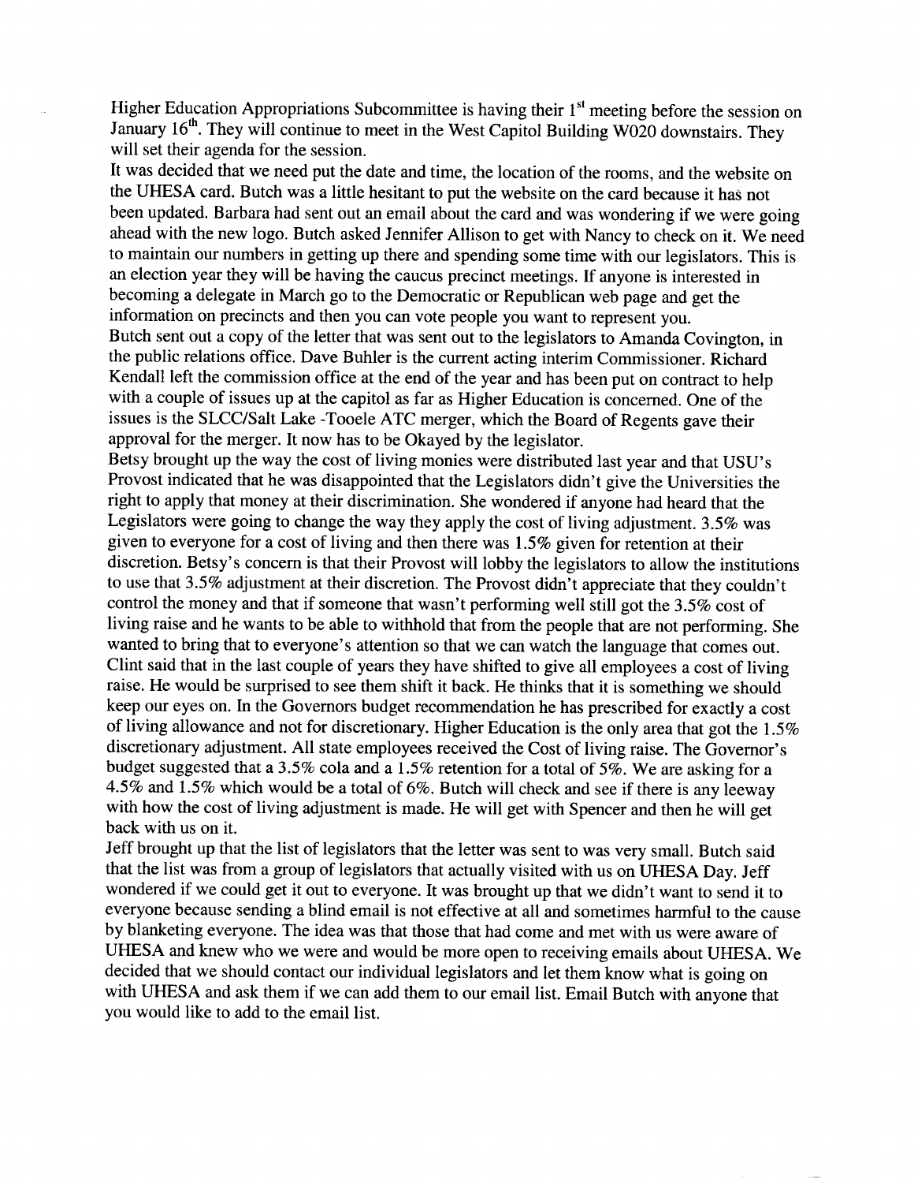Higher Education Appropriations Subcommittee is having their 1st meeting before the session on January 16th. They will continue to meet in the West Capitol Building W020 downstairs. They will set their agenda for the session.

It was decided that we need put the date and time, the location of the rooms, and the website on the UHESA card. Butch was a little hesitant to put the website on the card because it has not been updated. Barbara had sent out an email about the card and was wondering if we were going ahead with the new logo. Butch asked Jennifer Allison to get with Nancy to check on it. We need to maintain our numbers in getting up there and spending some time with our legislators. This is an election year they will be having the caucus precinct meetings. If anyone is interested in becoming a delegate in March go to the Democratic or Republican web page and get the information on precincts and then you can vote people you want to represent you.

Butch sent out a copy of the letter that was sent out to the legislators to Amanda Covington, in the public relations office. Dave Buhler is the current acting interim Commissioner. Richard Kendall left the commission office at the end of the year and has been put on contract to help with a couple of issues up at the capitol as far as Higher Education is concerned. One of the issues is the SLCC/Salt Lake -Tooele ATC merger, which the Board of Regents gave their approval for the merger. It now has to be Okayed by the legislator.

Betsy brought up the way the cost of living monies were distributed last year and that USU's Provost indicated that he was disappointed that the Legislators didn't give the Universities the right to apply that money at their discrimination. She wondered if anyone had heard that the Legislators were going to change the way they apply the cost of living adjustment. 3.5% was given to everyone for a cost of living and then there was 1.5% given for retention at their discretion. Betsy's concern is that their Provost will lobby the legislators to allow the institutions to use that 3.5% adjustment at their discretion. The Provost didn't appreciate that they couldn't control the money and that if someone that wasn't performing well still got the 3.5% cost of living raise and he wants to be able to withhold that from the people that are not performing. She wanted to bring that to everyone's attention so that we can watch the language that comes out. Clint said that in the last couple of years they have shifted to give all employees a cost of living raise. He would be surprised to see them shift it back. He thinks that it is something we should keep our eyes on. In the Governors budget recommendation he has prescribed for exactly a cost of living allowance and not for discretionary. Higher Education is the only area that got the 1.5% discretionary adjustment. All state employees received the Cost of living raise. The Governor's budget suggested that a 3.5% cola and a 1.5% retention for a total of 5%. We are asking for a 4.5% and 1.5% which would be a total of 6%. Butch will check and see if there is any leeway with how the cost of living adjustment is made. He will get with Spencer and then he will get back with us on it.

Jeff brought up that the list of legislators that the letter was sent to was very small. Butch said that the list was from a group of legislators that actually visited with us on UHESA Day. Jeff wondered if we could get it out to everyone. It was brought up that we didn't want to send it to everyone because sending a blind email is not effective at all and sometimes harmful to the cause by blanketing everyone. The idea was that those that had come and met with us were aware of UHESA and knew who we were and would be more open to receiving emails about UHESA. We decided that we should contact our individual legislators and let them know what is going on with UHESA and ask them if we can add them to our email list. Email Butch with anyone that you would like to add to the email list.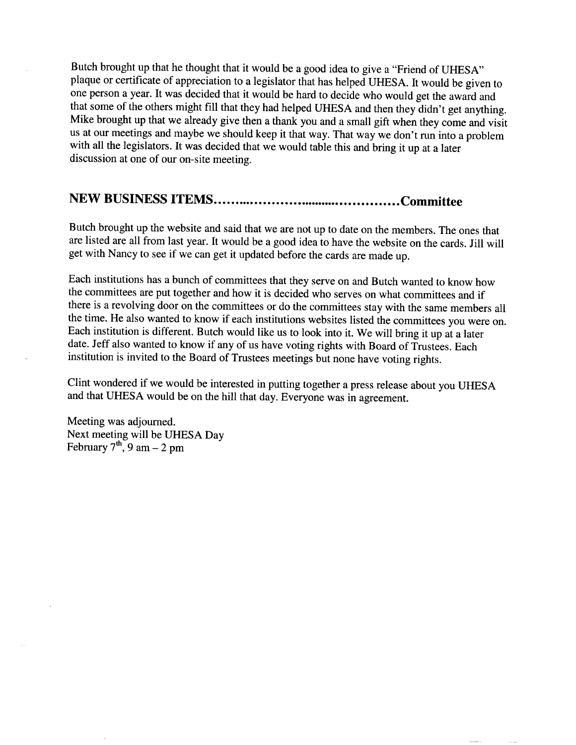Butch brought up that he thought that it would be a good idea to give a "Friend of UHESA" plaque or certificate of appreciation to a legislator that has helped UHESA. It would be given to one person a year. It was decided that it would be hard to decide who would get the award and that some of the others might fill that they had helped UHESA and then they didn't get anything. Mike brought up that we already give then a thank you and a small gift when they come and visit us at our meetings and maybe we should keep it that way. That way we don't run into a problem with all the legislators. It was decided that we would table this and bring it up at a later discussion at one of our on-site meeting.

## NEW BUSINESS ITEMS……………………………………….Committee

Butch brought up the website and said that we are not up to date on the members. The ones that are listed are all from last year. It would be a good idea to have the website on the cards. Jill will get with Nancy to see if we can get it updated before the cards are made up.

Each institutions has a bunch of committees that they serve on and Butch wanted to know how the committees are put together and how it is decided who serves on what committees and if there is a revolving door on the committees or do the committees stay with the same members all the time. He also wanted to know if each institutions websites listed the committees you were on. Each institution is different. Butch would like us to look into it. We will bring it up at a later date. Jeff also wanted to know if any of us have voting rights with Board of Trustees. Each institution is invited to the Board of Trustees meetings but none have voting rights.

Clint wondered if we would be interested in putting together a press release about you UHESA and that UHESA would be on the hill that day. Everyone was in agreement.

Meeting was adjourned.
Next meeting will be UHESA Day
February 7th, 9 am – 2 pm